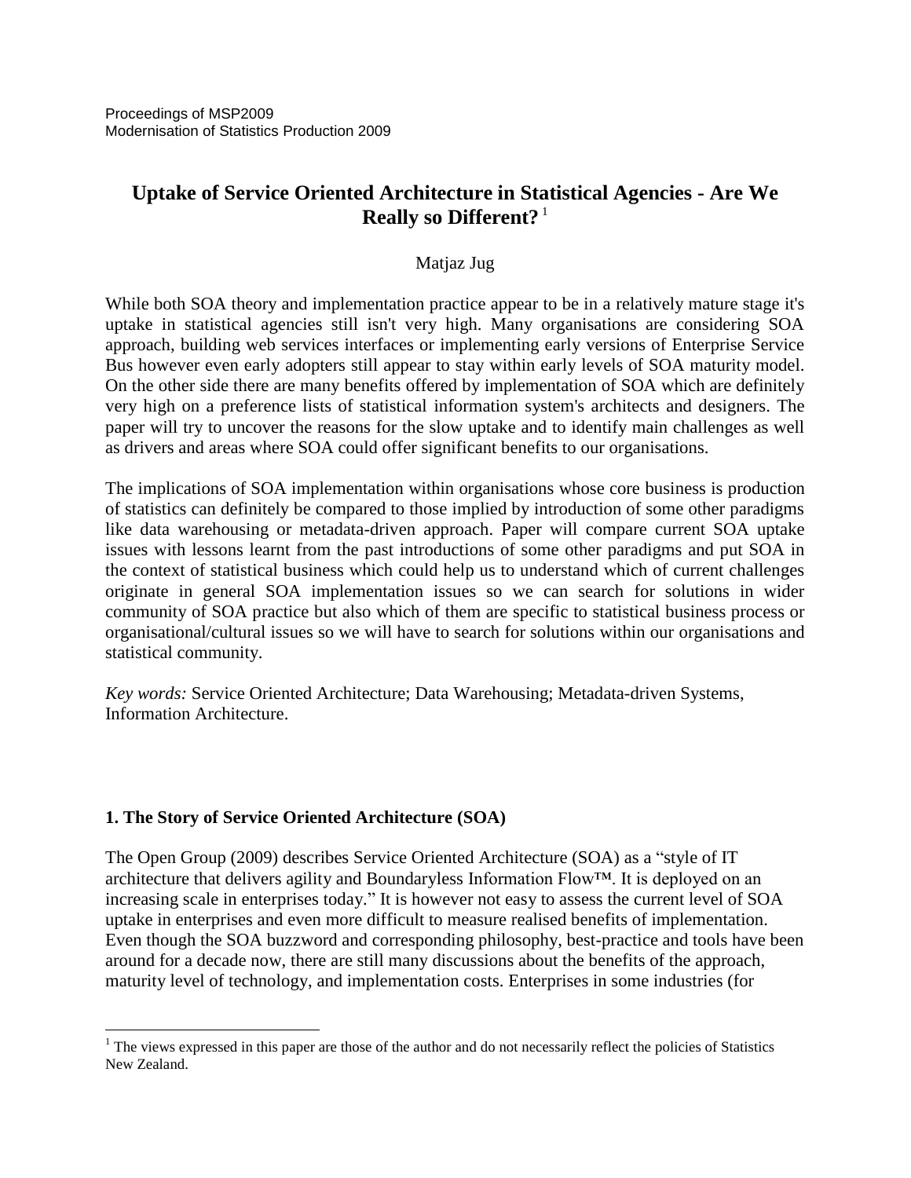Proceedings of MSP2009
Modernisation of Statistics Production 2009

# Uptake of Service Oriented Architecture in Statistical Agencies - Are We Really so Different? [1]

Matjaz Jug

While both SOA theory and implementation practice appear to be in a relatively mature stage it's uptake in statistical agencies still isn't very high. Many organisations are considering SOA approach, building web services interfaces or implementing early versions of Enterprise Service Bus however even early adopters still appear to stay within early levels of SOA maturity model. On the other side there are many benefits offered by implementation of SOA which are definitely very high on a preference lists of statistical information system's architects and designers. The paper will try to uncover the reasons for the slow uptake and to identify main challenges as well as drivers and areas where SOA could offer significant benefits to our organisations.

The implications of SOA implementation within organisations whose core business is production of statistics can definitely be compared to those implied by introduction of some other paradigms like data warehousing or metadata-driven approach. Paper will compare current SOA uptake issues with lessons learnt from the past introductions of some other paradigms and put SOA in the context of statistical business which could help us to understand which of current challenges originate in general SOA implementation issues so we can search for solutions in wider community of SOA practice but also which of them are specific to statistical business process or organisational/cultural issues so we will have to search for solutions within our organisations and statistical community.

*Key words:* Service Oriented Architecture; Data Warehousing; Metadata-driven Systems, Information Architecture.

## 1. The Story of Service Oriented Architecture (SOA)

The Open Group (2009) describes Service Oriented Architecture (SOA) as a "style of IT architecture that delivers agility and Boundaryless Information Flow™. It is deployed on an increasing scale in enterprises today." It is however not easy to assess the current level of SOA uptake in enterprises and even more difficult to measure realised benefits of implementation. Even though the SOA buzzword and corresponding philosophy, best-practice and tools have been around for a decade now, there are still many discussions about the benefits of the approach, maturity level of technology, and implementation costs. Enterprises in some industries (for

[1] The views expressed in this paper are those of the author and do not necessarily reflect the policies of Statistics New Zealand.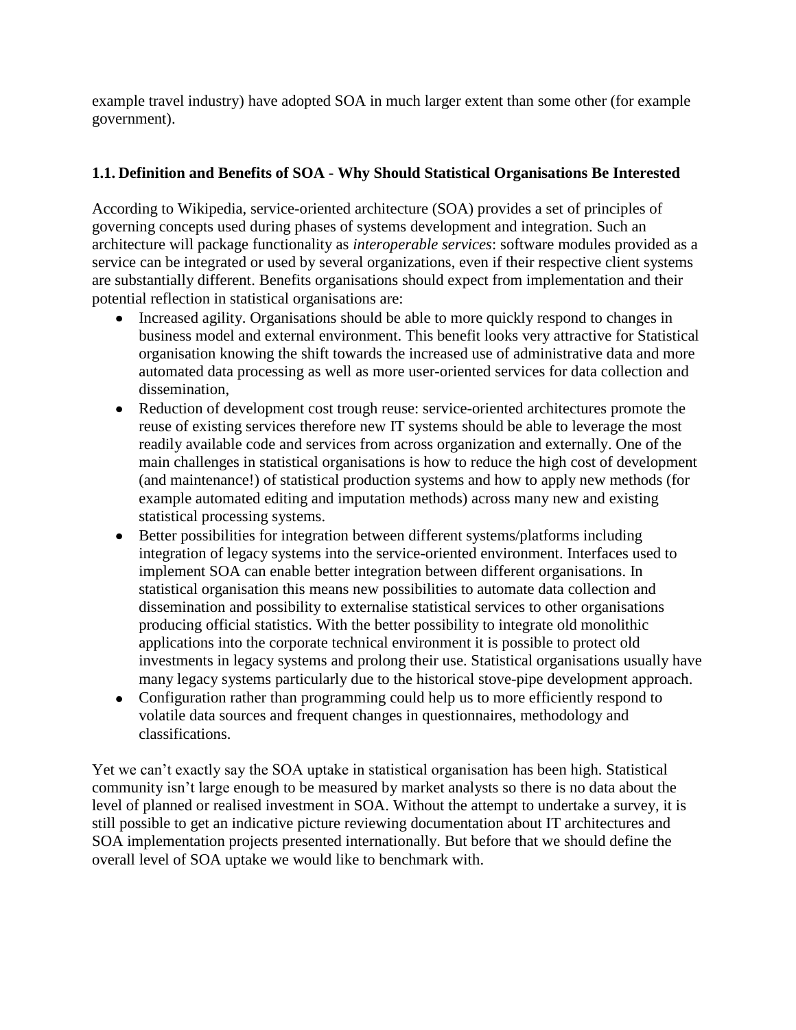example travel industry) have adopted SOA in much larger extent than some other (for example government).

### 1.1. Definition and Benefits of SOA - Why Should Statistical Organisations Be Interested

According to Wikipedia, service-oriented architecture (SOA) provides a set of principles of governing concepts used during phases of systems development and integration. Such an architecture will package functionality as *interoperable services*: software modules provided as a service can be integrated or used by several organizations, even if their respective client systems are substantially different. Benefits organisations should expect from implementation and their potential reflection in statistical organisations are:

- Increased agility. Organisations should be able to more quickly respond to changes in business model and external environment. This benefit looks very attractive for Statistical organisation knowing the shift towards the increased use of administrative data and more automated data processing as well as more user-oriented services for data collection and dissemination,
- Reduction of development cost trough reuse: service-oriented architectures promote the reuse of existing services therefore new IT systems should be able to leverage the most readily available code and services from across organization and externally. One of the main challenges in statistical organisations is how to reduce the high cost of development (and maintenance!) of statistical production systems and how to apply new methods (for example automated editing and imputation methods) across many new and existing statistical processing systems.
- Better possibilities for integration between different systems/platforms including integration of legacy systems into the service-oriented environment. Interfaces used to implement SOA can enable better integration between different organisations. In statistical organisation this means new possibilities to automate data collection and dissemination and possibility to externalise statistical services to other organisations producing official statistics. With the better possibility to integrate old monolithic applications into the corporate technical environment it is possible to protect old investments in legacy systems and prolong their use. Statistical organisations usually have many legacy systems particularly due to the historical stove-pipe development approach.
- Configuration rather than programming could help us to more efficiently respond to volatile data sources and frequent changes in questionnaires, methodology and classifications.

Yet we can't exactly say the SOA uptake in statistical organisation has been high. Statistical community isn't large enough to be measured by market analysts so there is no data about the level of planned or realised investment in SOA. Without the attempt to undertake a survey, it is still possible to get an indicative picture reviewing documentation about IT architectures and SOA implementation projects presented internationally. But before that we should define the overall level of SOA uptake we would like to benchmark with.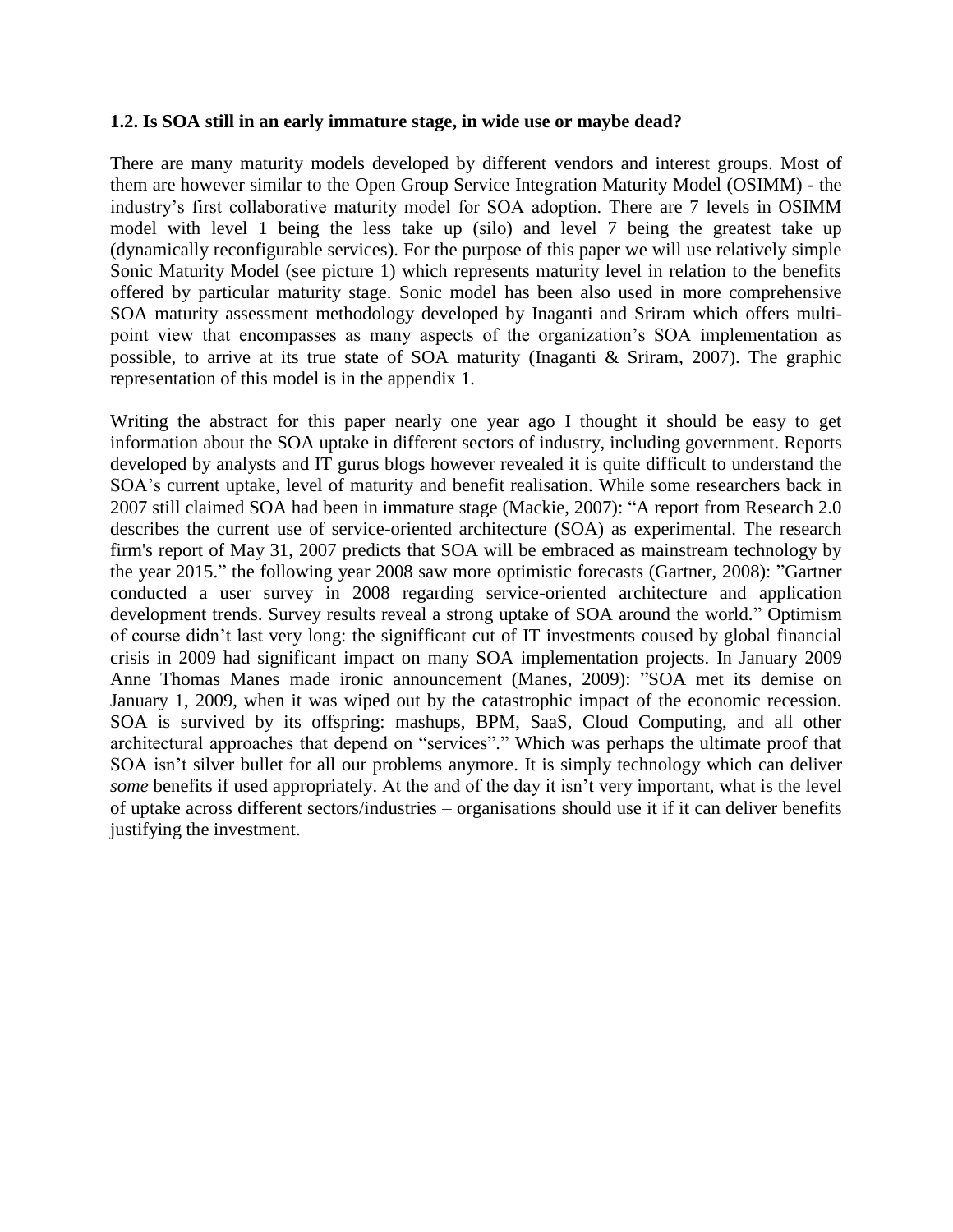**1.2. Is SOA still in an early immature stage, in wide use or maybe dead?**

There are many maturity models developed by different vendors and interest groups. Most of them are however similar to the Open Group Service Integration Maturity Model (OSIMM) - the industry's first collaborative maturity model for SOA adoption. There are 7 levels in OSIMM model with level 1 being the less take up (silo) and level 7 being the greatest take up (dynamically reconfigurable services). For the purpose of this paper we will use relatively simple Sonic Maturity Model (see picture 1) which represents maturity level in relation to the benefits offered by particular maturity stage. Sonic model has been also used in more comprehensive SOA maturity assessment methodology developed by Inaganti and Sriram which offers multi-point view that encompasses as many aspects of the organization's SOA implementation as possible, to arrive at its true state of SOA maturity (Inaganti & Sriram, 2007). The graphic representation of this model is in the appendix 1.

Writing the abstract for this paper nearly one year ago I thought it should be easy to get information about the SOA uptake in different sectors of industry, including government. Reports developed by analysts and IT gurus blogs however revealed it is quite difficult to understand the SOA's current uptake, level of maturity and benefit realisation. While some researchers back in 2007 still claimed SOA had been in immature stage (Mackie, 2007): "A report from Research 2.0 describes the current use of service-oriented architecture (SOA) as experimental. The research firm's report of May 31, 2007 predicts that SOA will be embraced as mainstream technology by the year 2015." the following year 2008 saw more optimistic forecasts (Gartner, 2008): "Gartner conducted a user survey in 2008 regarding service-oriented architecture and application development trends. Survey results reveal a strong uptake of SOA around the world." Optimism of course didn't last very long: the signifficant cut of IT investments coused by global financial crisis in 2009 had significant impact on many SOA implementation projects. In January 2009 Anne Thomas Manes made ironic announcement (Manes, 2009): "SOA met its demise on January 1, 2009, when it was wiped out by the catastrophic impact of the economic recession. SOA is survived by its offspring: mashups, BPM, SaaS, Cloud Computing, and all other architectural approaches that depend on "services"." Which was perhaps the ultimate proof that SOA isn't silver bullet for all our problems anymore. It is simply technology which can deliver *some* benefits if used appropriately. At the and of the day it isn't very important, what is the level of uptake across different sectors/industries – organisations should use it if it can deliver benefits justifying the investment.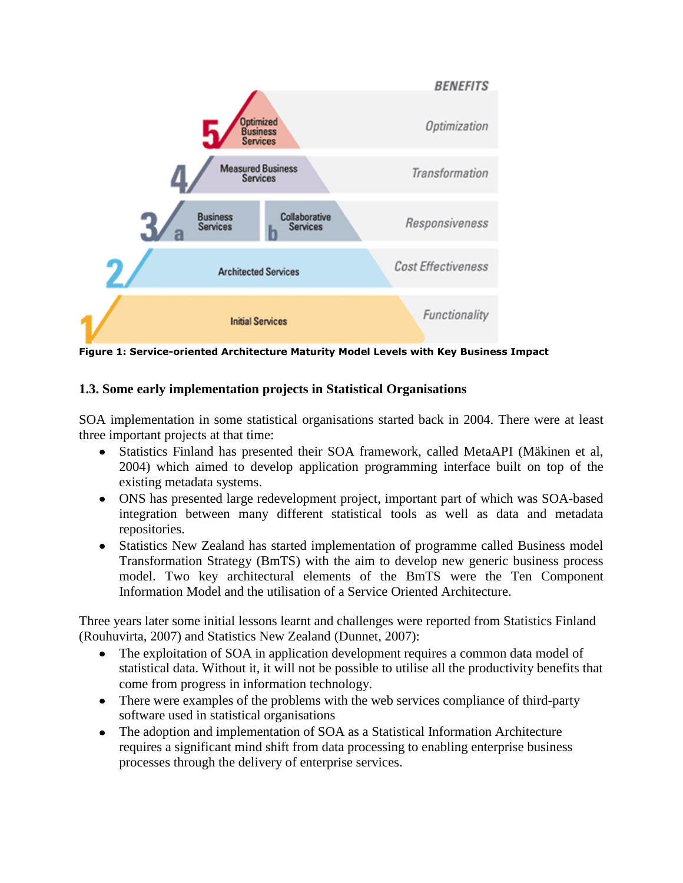**Figure 1: Service-oriented Architecture Maturity Model Levels with Key Business Impact**

### 1.3. Some early implementation projects in Statistical Organisations

SOA implementation in some statistical organisations started back in 2004. There were at least three important projects at that time:

- Statistics Finland has presented their SOA framework, called MetaAPI (Mäkinen et al, 2004) which aimed to develop application programming interface built on top of the existing metadata systems.
- ONS has presented large redevelopment project, important part of which was SOA-based integration between many different statistical tools as well as data and metadata repositories.
- Statistics New Zealand has started implementation of programme called Business model Transformation Strategy (BmTS) with the aim to develop new generic business process model. Two key architectural elements of the BmTS were the Ten Component Information Model and the utilisation of a Service Oriented Architecture.

Three years later some initial lessons learnt and challenges were reported from Statistics Finland (Rouhuvirta, 2007) and Statistics New Zealand (Dunnet, 2007):

- The exploitation of SOA in application development requires a common data model of statistical data. Without it, it will not be possible to utilise all the productivity benefits that come from progress in information technology.
- There were examples of the problems with the web services compliance of third-party software used in statistical organisations
- The adoption and implementation of SOA as a Statistical Information Architecture requires a significant mind shift from data processing to enabling enterprise business processes through the delivery of enterprise services.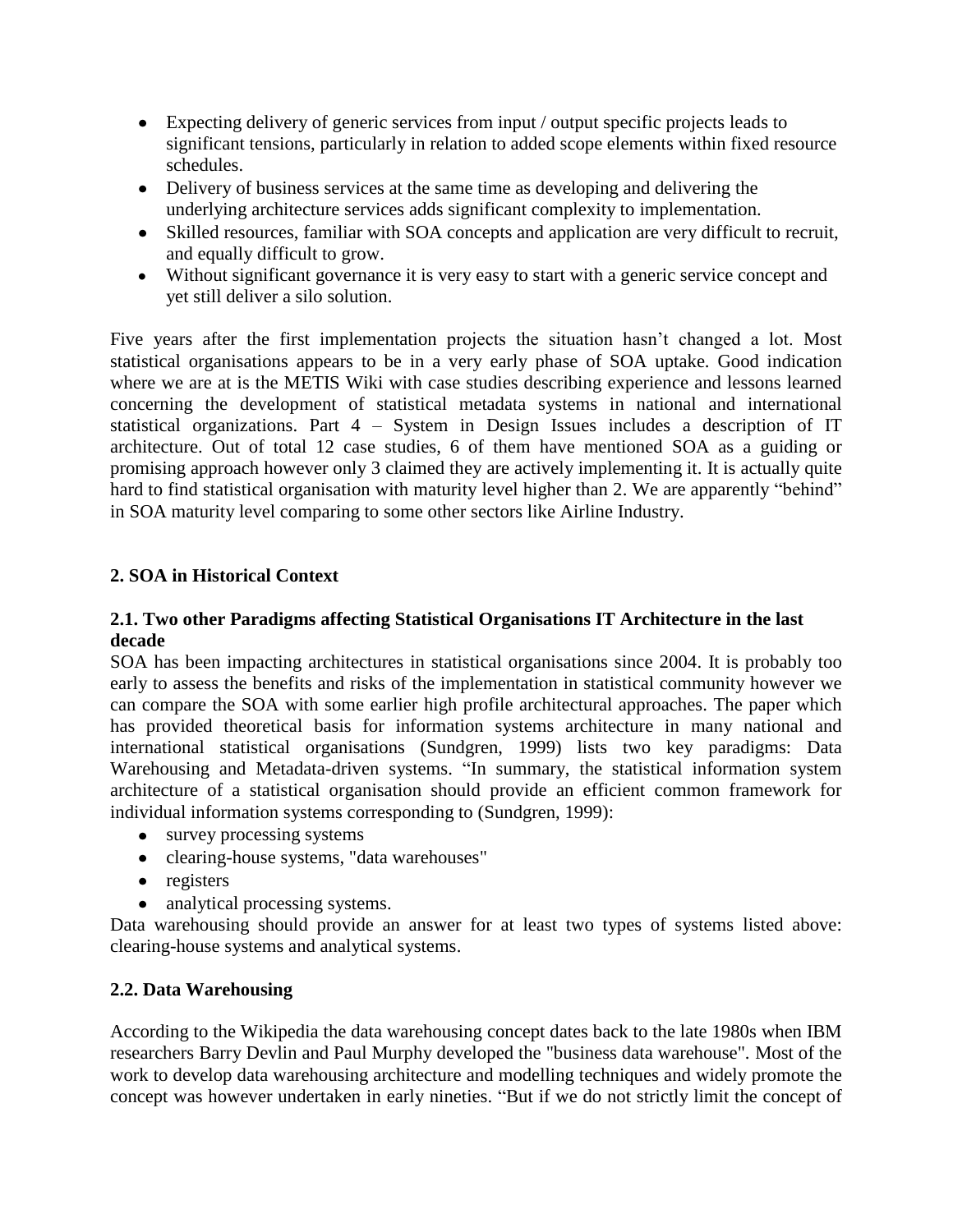- Expecting delivery of generic services from input / output specific projects leads to significant tensions, particularly in relation to added scope elements within fixed resource schedules.
- Delivery of business services at the same time as developing and delivering the underlying architecture services adds significant complexity to implementation.
- Skilled resources, familiar with SOA concepts and application are very difficult to recruit, and equally difficult to grow.
- Without significant governance it is very easy to start with a generic service concept and yet still deliver a silo solution.

Five years after the first implementation projects the situation hasn't changed a lot. Most statistical organisations appears to be in a very early phase of SOA uptake. Good indication where we are at is the METIS Wiki with case studies describing experience and lessons learned concerning the development of statistical metadata systems in national and international statistical organizations. Part 4 – System in Design Issues includes a description of IT architecture. Out of total 12 case studies, 6 of them have mentioned SOA as a guiding or promising approach however only 3 claimed they are actively implementing it. It is actually quite hard to find statistical organisation with maturity level higher than 2. We are apparently "behind" in SOA maturity level comparing to some other sectors like Airline Industry.

## 2. SOA in Historical Context

### 2.1. Two other Paradigms affecting Statistical Organisations IT Architecture in the last decade

SOA has been impacting architectures in statistical organisations since 2004. It is probably too early to assess the benefits and risks of the implementation in statistical community however we can compare the SOA with some earlier high profile architectural approaches. The paper which has provided theoretical basis for information systems architecture in many national and international statistical organisations (Sundgren, 1999) lists two key paradigms: Data Warehousing and Metadata-driven systems. "In summary, the statistical information system architecture of a statistical organisation should provide an efficient common framework for individual information systems corresponding to (Sundgren, 1999):

- survey processing systems
- clearing-house systems, "data warehouses"
- registers
- analytical processing systems.

Data warehousing should provide an answer for at least two types of systems listed above: clearing-house systems and analytical systems.

### 2.2. Data Warehousing

According to the Wikipedia the data warehousing concept dates back to the late 1980s when IBM researchers Barry Devlin and Paul Murphy developed the "business data warehouse". Most of the work to develop data warehousing architecture and modelling techniques and widely promote the concept was however undertaken in early nineties. "But if we do not strictly limit the concept of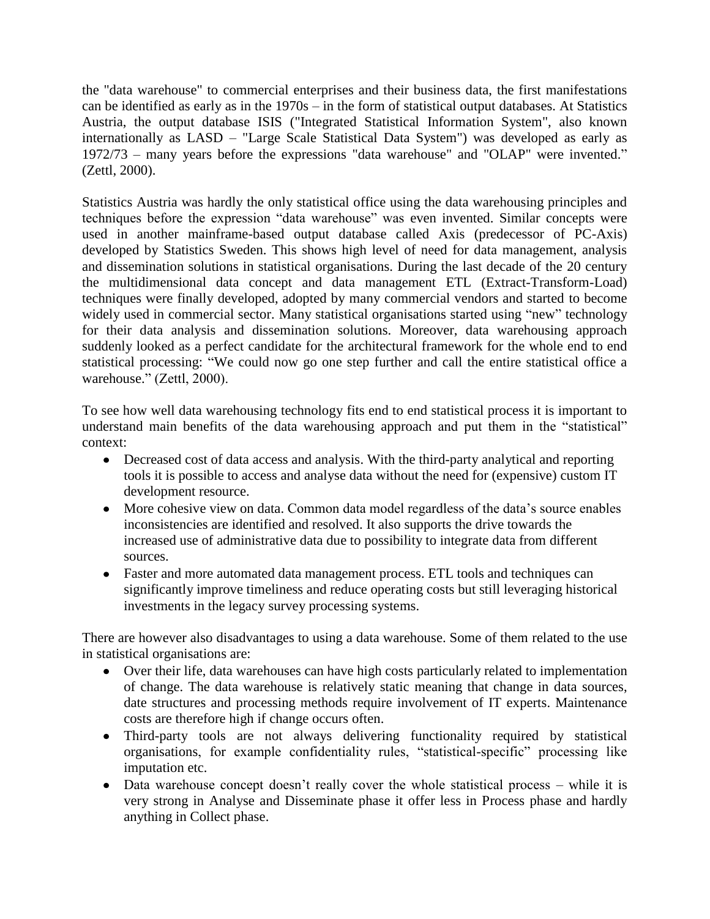the "data warehouse" to commercial enterprises and their business data, the first manifestations can be identified as early as in the 1970s – in the form of statistical output databases. At Statistics Austria, the output database ISIS ("Integrated Statistical Information System", also known internationally as LASD – "Large Scale Statistical Data System") was developed as early as 1972/73 – many years before the expressions "data warehouse" and "OLAP" were invented." (Zettl, 2000).

Statistics Austria was hardly the only statistical office using the data warehousing principles and techniques before the expression "data warehouse" was even invented. Similar concepts were used in another mainframe-based output database called Axis (predecessor of PC-Axis) developed by Statistics Sweden. This shows high level of need for data management, analysis and dissemination solutions in statistical organisations. During the last decade of the 20 century the multidimensional data concept and data management ETL (Extract-Transform-Load) techniques were finally developed, adopted by many commercial vendors and started to become widely used in commercial sector. Many statistical organisations started using "new" technology for their data analysis and dissemination solutions. Moreover, data warehousing approach suddenly looked as a perfect candidate for the architectural framework for the whole end to end statistical processing: "We could now go one step further and call the entire statistical office a warehouse." (Zettl, 2000).

To see how well data warehousing technology fits end to end statistical process it is important to understand main benefits of the data warehousing approach and put them in the "statistical" context:

- Decreased cost of data access and analysis. With the third-party analytical and reporting tools it is possible to access and analyse data without the need for (expensive) custom IT development resource.
- More cohesive view on data. Common data model regardless of the data's source enables inconsistencies are identified and resolved. It also supports the drive towards the increased use of administrative data due to possibility to integrate data from different sources.
- Faster and more automated data management process. ETL tools and techniques can significantly improve timeliness and reduce operating costs but still leveraging historical investments in the legacy survey processing systems.

There are however also disadvantages to using a data warehouse. Some of them related to the use in statistical organisations are:

- Over their life, data warehouses can have high costs particularly related to implementation of change. The data warehouse is relatively static meaning that change in data sources, date structures and processing methods require involvement of IT experts. Maintenance costs are therefore high if change occurs often.
- Third-party tools are not always delivering functionality required by statistical organisations, for example confidentiality rules, "statistical-specific" processing like imputation etc.
- Data warehouse concept doesn't really cover the whole statistical process – while it is very strong in Analyse and Disseminate phase it offer less in Process phase and hardly anything in Collect phase.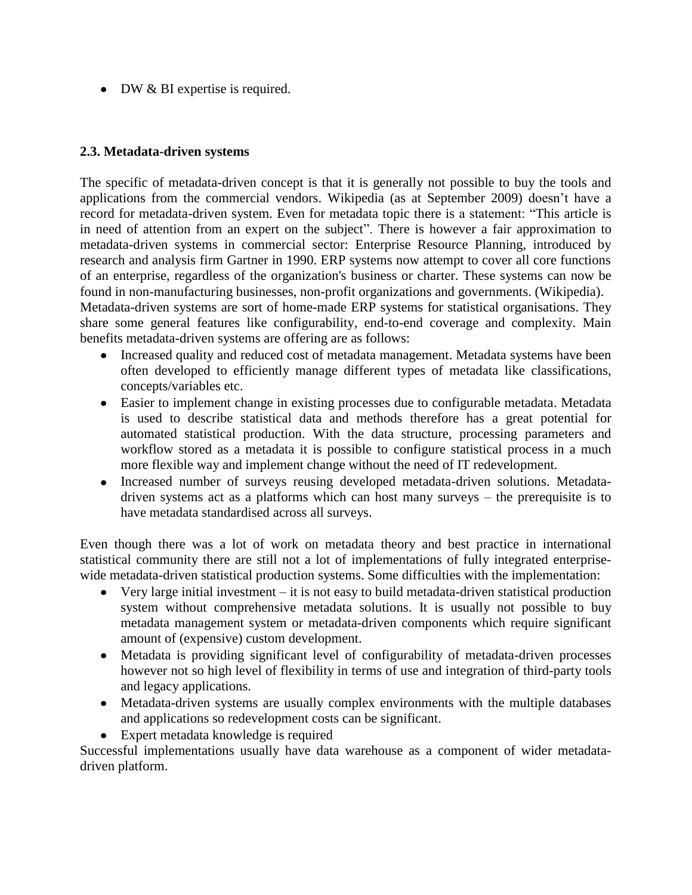- DW & BI expertise is required.

### 2.3. Metadata-driven systems

The specific of metadata-driven concept is that it is generally not possible to buy the tools and applications from the commercial vendors. Wikipedia (as at September 2009) doesn't have a record for metadata-driven system. Even for metadata topic there is a statement: "This article is in need of attention from an expert on the subject". There is however a fair approximation to metadata-driven systems in commercial sector: Enterprise Resource Planning, introduced by research and analysis firm Gartner in 1990. ERP systems now attempt to cover all core functions of an enterprise, regardless of the organization's business or charter. These systems can now be found in non-manufacturing businesses, non-profit organizations and governments. (Wikipedia). Metadata-driven systems are sort of home-made ERP systems for statistical organisations. They share some general features like configurability, end-to-end coverage and complexity. Main benefits metadata-driven systems are offering are as follows:

- Increased quality and reduced cost of metadata management. Metadata systems have been often developed to efficiently manage different types of metadata like classifications, concepts/variables etc.
- Easier to implement change in existing processes due to configurable metadata. Metadata is used to describe statistical data and methods therefore has a great potential for automated statistical production. With the data structure, processing parameters and workflow stored as a metadata it is possible to configure statistical process in a much more flexible way and implement change without the need of IT redevelopment.
- Increased number of surveys reusing developed metadata-driven solutions. Metadata-driven systems act as a platforms which can host many surveys – the prerequisite is to have metadata standardised across all surveys.

Even though there was a lot of work on metadata theory and best practice in international statistical community there are still not a lot of implementations of fully integrated enterprise-wide metadata-driven statistical production systems. Some difficulties with the implementation:

- Very large initial investment – it is not easy to build metadata-driven statistical production system without comprehensive metadata solutions. It is usually not possible to buy metadata management system or metadata-driven components which require significant amount of (expensive) custom development.
- Metadata is providing significant level of configurability of metadata-driven processes however not so high level of flexibility in terms of use and integration of third-party tools and legacy applications.
- Metadata-driven systems are usually complex environments with the multiple databases and applications so redevelopment costs can be significant.
- Expert metadata knowledge is required

Successful implementations usually have data warehouse as a component of wider metadata-driven platform.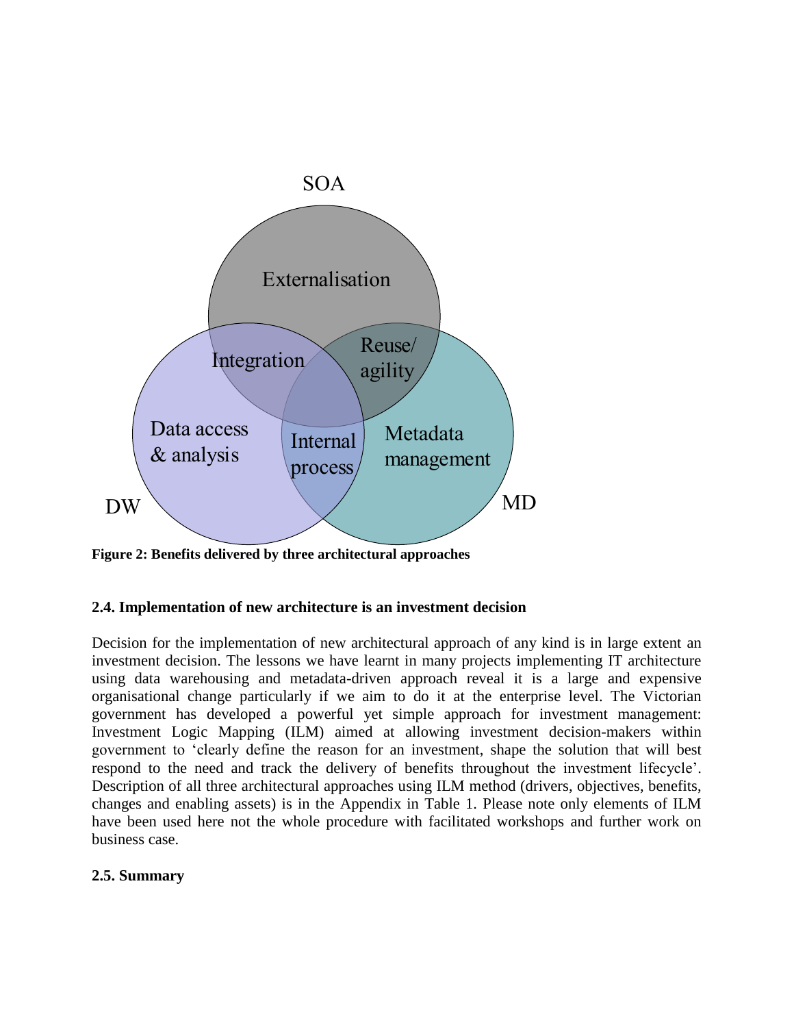SOA

Externalisation

Integration

Reuse/ agility

Data access & analysis

Internal process

Metadata management

DW

MD

**Figure 2: Benefits delivered by three architectural approaches**

### 2.4. Implementation of new architecture is an investment decision

Decision for the implementation of new architectural approach of any kind is in large extent an investment decision. The lessons we have learnt in many projects implementing IT architecture using data warehousing and metadata-driven approach reveal it is a large and expensive organisational change particularly if we aim to do it at the enterprise level. The Victorian government has developed a powerful yet simple approach for investment management: Investment Logic Mapping (ILM) aimed at allowing investment decision-makers within government to 'clearly define the reason for an investment, shape the solution that will best respond to the need and track the delivery of benefits throughout the investment lifecycle'. Description of all three architectural approaches using ILM method (drivers, objectives, benefits, changes and enabling assets) is in the Appendix in Table 1. Please note only elements of ILM have been used here not the whole procedure with facilitated workshops and further work on business case.

### 2.5. Summary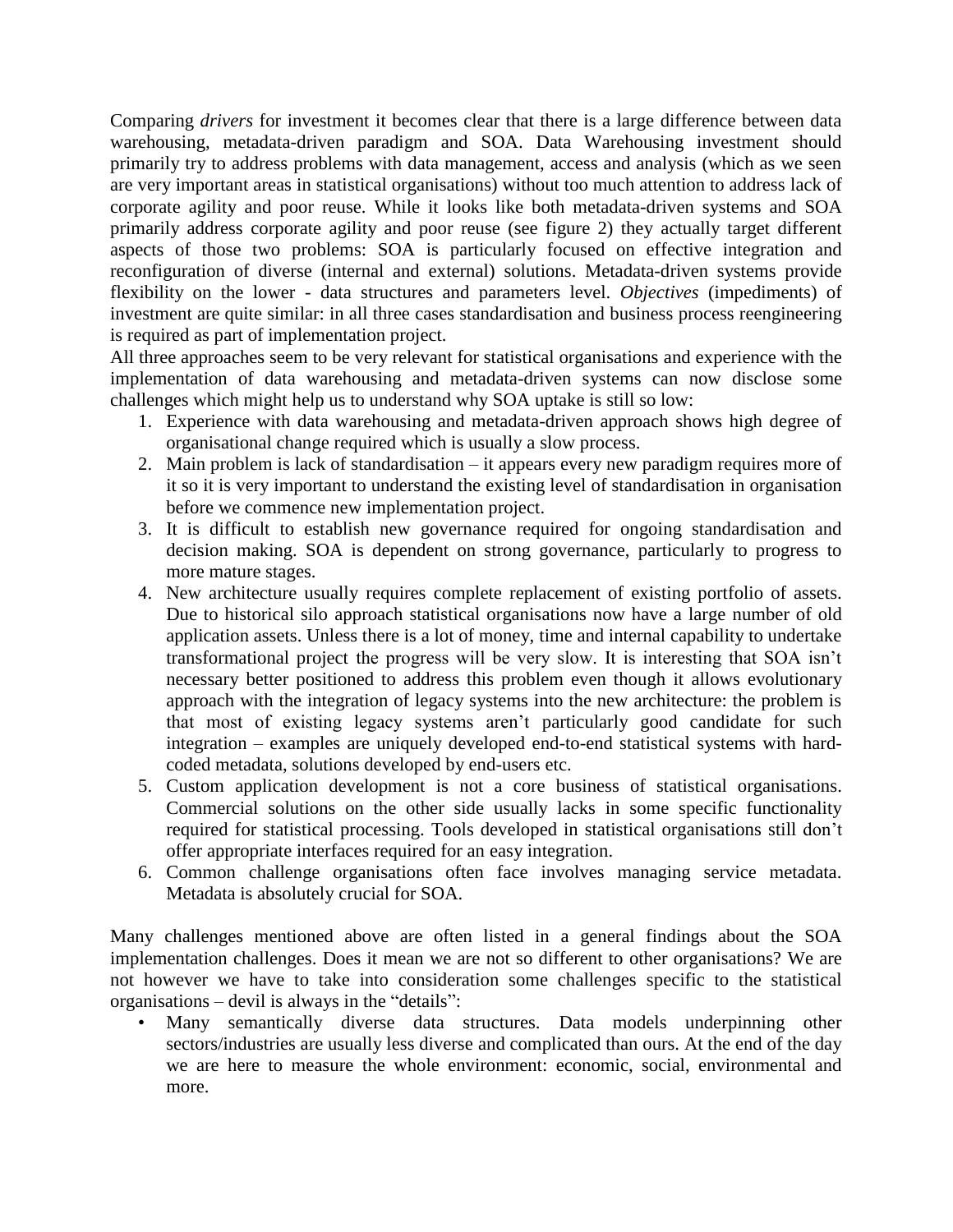Comparing *drivers* for investment it becomes clear that there is a large difference between data warehousing, metadata-driven paradigm and SOA. Data Warehousing investment should primarily try to address problems with data management, access and analysis (which as we seen are very important areas in statistical organisations) without too much attention to address lack of corporate agility and poor reuse. While it looks like both metadata-driven systems and SOA primarily address corporate agility and poor reuse (see figure 2) they actually target different aspects of those two problems: SOA is particularly focused on effective integration and reconfiguration of diverse (internal and external) solutions. Metadata-driven systems provide flexibility on the lower - data structures and parameters level. *Objectives* (impediments) of investment are quite similar: in all three cases standardisation and business process reengineering is required as part of implementation project.

All three approaches seem to be very relevant for statistical organisations and experience with the implementation of data warehousing and metadata-driven systems can now disclose some challenges which might help us to understand why SOA uptake is still so low:

1. Experience with data warehousing and metadata-driven approach shows high degree of organisational change required which is usually a slow process.
2. Main problem is lack of standardisation – it appears every new paradigm requires more of it so it is very important to understand the existing level of standardisation in organisation before we commence new implementation project.
3. It is difficult to establish new governance required for ongoing standardisation and decision making. SOA is dependent on strong governance, particularly to progress to more mature stages.
4. New architecture usually requires complete replacement of existing portfolio of assets. Due to historical silo approach statistical organisations now have a large number of old application assets. Unless there is a lot of money, time and internal capability to undertake transformational project the progress will be very slow. It is interesting that SOA isn't necessary better positioned to address this problem even though it allows evolutionary approach with the integration of legacy systems into the new architecture: the problem is that most of existing legacy systems aren't particularly good candidate for such integration – examples are uniquely developed end-to-end statistical systems with hard-coded metadata, solutions developed by end-users etc.
5. Custom application development is not a core business of statistical organisations. Commercial solutions on the other side usually lacks in some specific functionality required for statistical processing. Tools developed in statistical organisations still don't offer appropriate interfaces required for an easy integration.
6. Common challenge organisations often face involves managing service metadata. Metadata is absolutely crucial for SOA.

Many challenges mentioned above are often listed in a general findings about the SOA implementation challenges. Does it mean we are not so different to other organisations? We are not however we have to take into consideration some challenges specific to the statistical organisations – devil is always in the "details":

- Many semantically diverse data structures. Data models underpinning other sectors/industries are usually less diverse and complicated than ours. At the end of the day we are here to measure the whole environment: economic, social, environmental and more.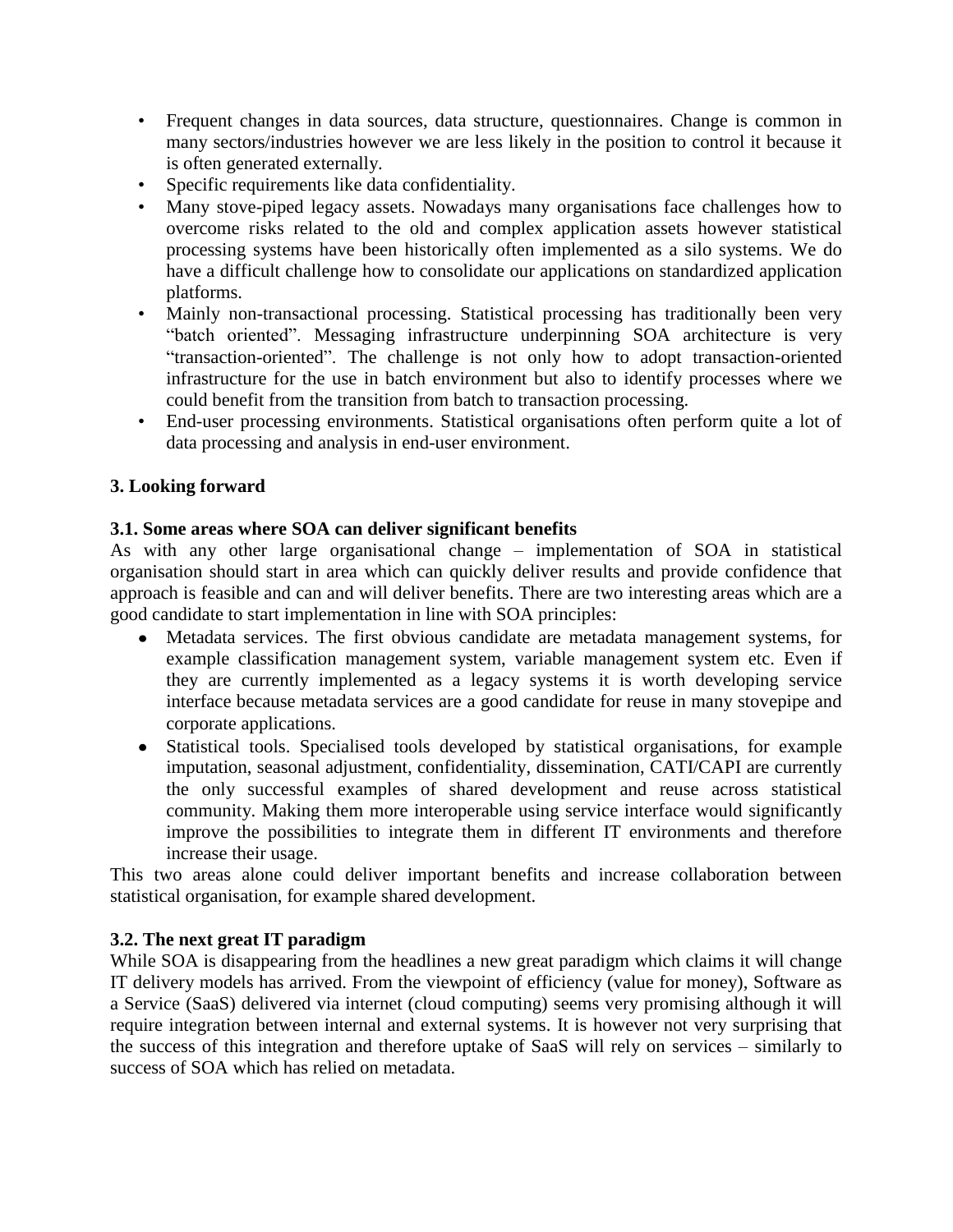- Frequent changes in data sources, data structure, questionnaires. Change is common in many sectors/industries however we are less likely in the position to control it because it is often generated externally.
- Specific requirements like data confidentiality.
- Many stove-piped legacy assets. Nowadays many organisations face challenges how to overcome risks related to the old and complex application assets however statistical processing systems have been historically often implemented as a silo systems. We do have a difficult challenge how to consolidate our applications on standardized application platforms.
- Mainly non-transactional processing. Statistical processing has traditionally been very "batch oriented". Messaging infrastructure underpinning SOA architecture is very "transaction-oriented". The challenge is not only how to adopt transaction-oriented infrastructure for the use in batch environment but also to identify processes where we could benefit from the transition from batch to transaction processing.
- End-user processing environments. Statistical organisations often perform quite a lot of data processing and analysis in end-user environment.

## 3. Looking forward

### 3.1. Some areas where SOA can deliver significant benefits

As with any other large organisational change – implementation of SOA in statistical organisation should start in area which can quickly deliver results and provide confidence that approach is feasible and can and will deliver benefits. There are two interesting areas which are a good candidate to start implementation in line with SOA principles:

- Metadata services. The first obvious candidate are metadata management systems, for example classification management system, variable management system etc. Even if they are currently implemented as a legacy systems it is worth developing service interface because metadata services are a good candidate for reuse in many stovepipe and corporate applications.
- Statistical tools. Specialised tools developed by statistical organisations, for example imputation, seasonal adjustment, confidentiality, dissemination, CATI/CAPI are currently the only successful examples of shared development and reuse across statistical community. Making them more interoperable using service interface would significantly improve the possibilities to integrate them in different IT environments and therefore increase their usage.

This two areas alone could deliver important benefits and increase collaboration between statistical organisation, for example shared development.

### 3.2. The next great IT paradigm

While SOA is disappearing from the headlines a new great paradigm which claims it will change IT delivery models has arrived. From the viewpoint of efficiency (value for money), Software as a Service (SaaS) delivered via internet (cloud computing) seems very promising although it will require integration between internal and external systems. It is however not very surprising that the success of this integration and therefore uptake of SaaS will rely on services – similarly to success of SOA which has relied on metadata.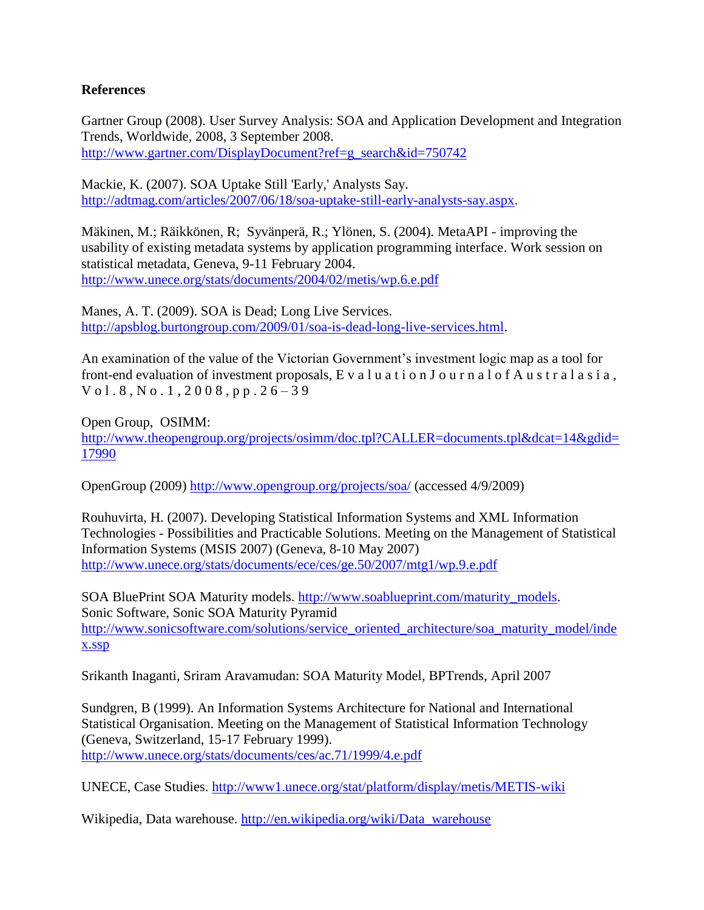**References**

Gartner Group (2008). User Survey Analysis: SOA and Application Development and Integration Trends, Worldwide, 2008, 3 September 2008.
http://www.gartner.com/DisplayDocument?ref=g_search&id=750742

Mackie, K. (2007). SOA Uptake Still 'Early,' Analysts Say.
http://adtmag.com/articles/2007/06/18/soa-uptake-still-early-analysts-say.aspx.

Mäkinen, M.; Räikkönen, R; Syvänperä, R.; Ylönen, S. (2004). MetaAPI - improving the usability of existing metadata systems by application programming interface. Work session on statistical metadata, Geneva, 9-11 February 2004.
http://www.unece.org/stats/documents/2004/02/metis/wp.6.e.pdf

Manes, A. T. (2009). SOA is Dead; Long Live Services.
http://apsblog.burtongroup.com/2009/01/soa-is-dead-long-live-services.html.

An examination of the value of the Victorian Government's investment logic map as a tool for front-end evaluation of investment proposals, Evaluation Journal of Australasia, Vol. 8, No. 1, 2008, pp. 26 – 39

Open Group, OSIMM:
http://www.theopengroup.org/projects/osimm/doc.tpl?CALLER=documents.tpl&dcat=14&gdid=17990

OpenGroup (2009) http://www.opengroup.org/projects/soa/ (accessed 4/9/2009)

Rouhuvirta, H. (2007). Developing Statistical Information Systems and XML Information Technologies - Possibilities and Practicable Solutions. Meeting on the Management of Statistical Information Systems (MSIS 2007) (Geneva, 8-10 May 2007)
http://www.unece.org/stats/documents/ece/ces/ge.50/2007/mtg1/wp.9.e.pdf

SOA BluePrint SOA Maturity models. http://www.soablueprint.com/maturity_models.
Sonic Software, Sonic SOA Maturity Pyramid
http://www.sonicsoftware.com/solutions/service_oriented_architecture/soa_maturity_model/index.ssp

Srikanth Inaganti, Sriram Aravamudan: SOA Maturity Model, BPTrends, April 2007

Sundgren, B (1999). An Information Systems Architecture for National and International Statistical Organisation. Meeting on the Management of Statistical Information Technology (Geneva, Switzerland, 15-17 February 1999).
http://www.unece.org/stats/documents/ces/ac.71/1999/4.e.pdf

UNECE, Case Studies. http://www1.unece.org/stat/platform/display/metis/METIS-wiki

Wikipedia, Data warehouse. http://en.wikipedia.org/wiki/Data_warehouse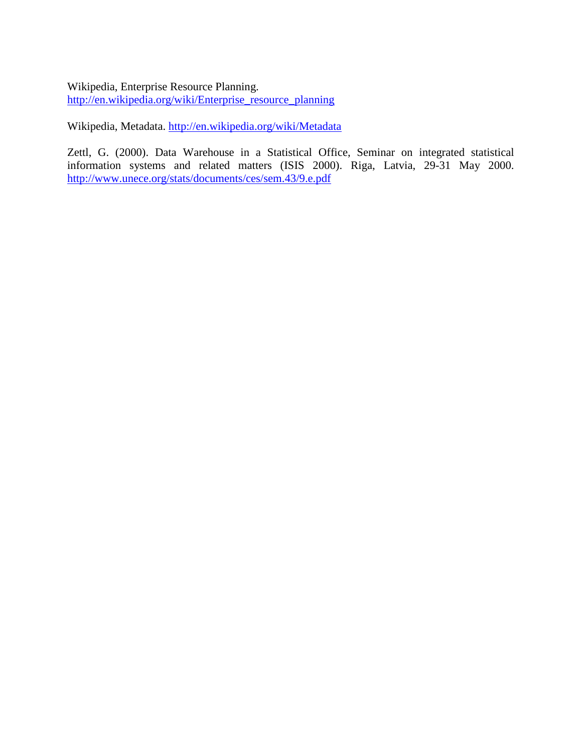Wikipedia, Enterprise Resource Planning. http://en.wikipedia.org/wiki/Enterprise_resource_planning

Wikipedia, Metadata. http://en.wikipedia.org/wiki/Metadata

Zettl, G. (2000). Data Warehouse in a Statistical Office, Seminar on integrated statistical information systems and related matters (ISIS 2000). Riga, Latvia, 29-31 May 2000. http://www.unece.org/stats/documents/ces/sem.43/9.e.pdf